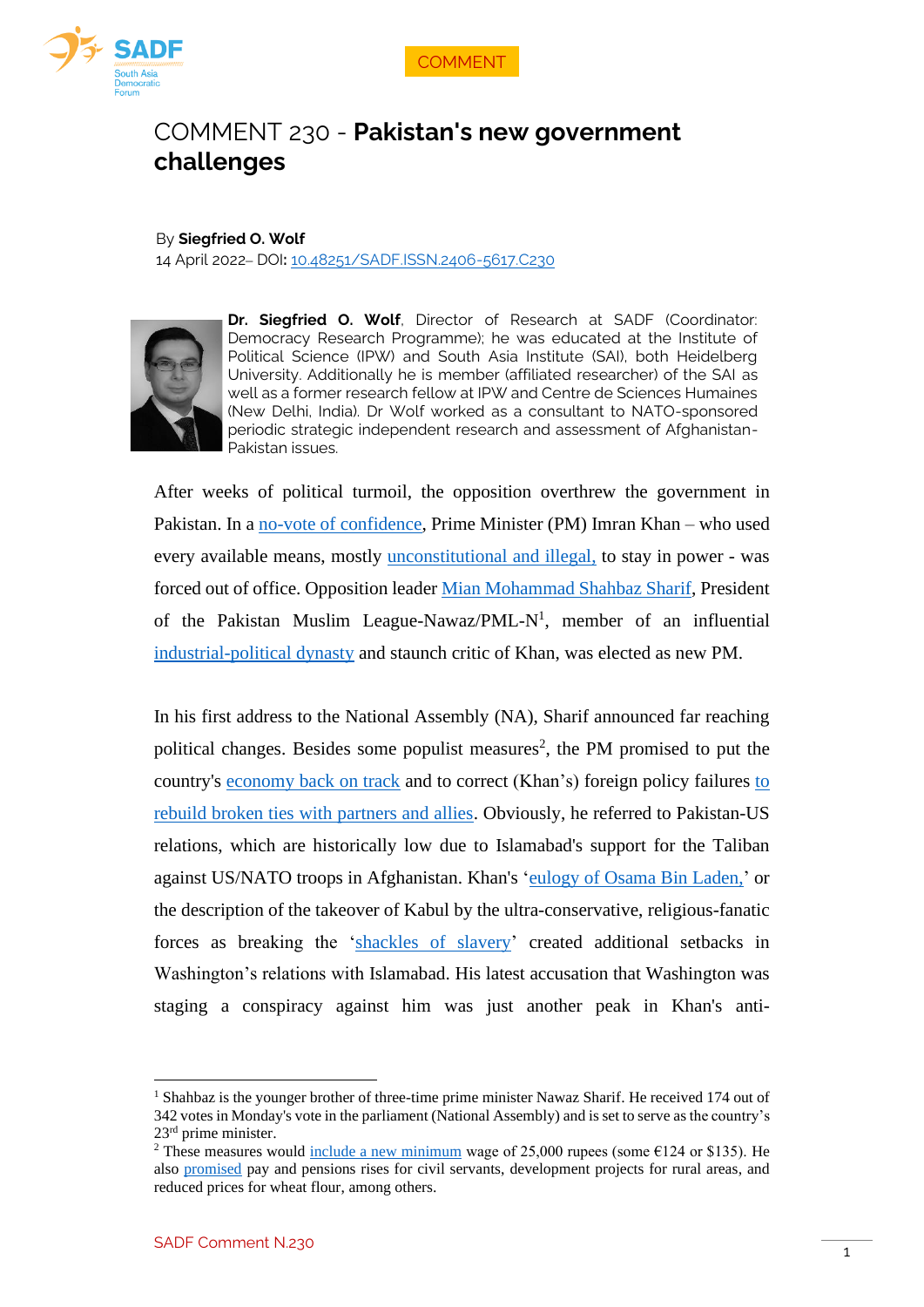COMMENT

# COMMENT 230 - **Pakistan's new government challenges**

By **Siegfried O. Wolf**
14 April 2022– DOI**:** 10.48251/SADF.ISSN.2406-5617.C230

**Dr. Siegfried O. Wolf**, Director of Research at SADF (Coordinator: Democracy Research Programme); he was educated at the Institute of Political Science (IPW) and South Asia Institute (SAI), both Heidelberg University. Additionally he is member (affiliated researcher) of the SAI as well as a former research fellow at IPW and Centre de Sciences Humaines (New Delhi, India). Dr Wolf worked as a consultant to NATO-sponsored periodic strategic independent research and assessment of Afghanistan-Pakistan issues.

After weeks of political turmoil, the opposition overthrew the government in Pakistan. In a no-vote of confidence, Prime Minister (PM) Imran Khan – who used every available means, mostly unconstitutional and illegal, to stay in power - was forced out of office. Opposition leader Mian Mohammad Shahbaz Sharif, President of the Pakistan Muslim League-Nawaz/PML-N[1], member of an influential industrial-political dynasty and staunch critic of Khan, was elected as new PM.

In his first address to the National Assembly (NA), Sharif announced far reaching political changes. Besides some populist measures[2], the PM promised to put the country's economy back on track and to correct (Khan's) foreign policy failures to rebuild broken ties with partners and allies. Obviously, he referred to Pakistan-US relations, which are historically low due to Islamabad's support for the Taliban against US/NATO troops in Afghanistan. Khan's 'eulogy of Osama Bin Laden,' or the description of the takeover of Kabul by the ultra-conservative, religious-fanatic forces as breaking the 'shackles of slavery' created additional setbacks in Washington's relations with Islamabad. His latest accusation that Washington was staging a conspiracy against him was just another peak in Khan's anti-

[1] Shahbaz is the younger brother of three-time prime minister Nawaz Sharif. He received 174 out of 342 votes in Monday's vote in the parliament (National Assembly) and is set to serve as the country's 23rd prime minister.

[2] These measures would include a new minimum wage of 25,000 rupees (some €124 or $135). He also promised pay and pensions rises for civil servants, development projects for rural areas, and reduced prices for wheat flour, among others.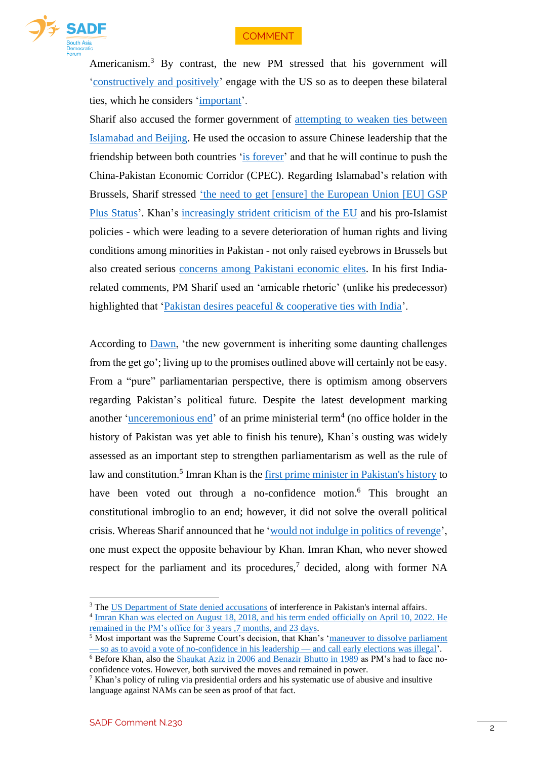Americanism.[3] By contrast, the new PM stressed that his government will 'constructively and positively' engage with the US so as to deepen these bilateral ties, which he considers 'important'.

Sharif also accused the former government of attempting to weaken ties between Islamabad and Beijing. He used the occasion to assure Chinese leadership that the friendship between both countries 'is forever' and that he will continue to push the China-Pakistan Economic Corridor (CPEC). Regarding Islamabad's relation with Brussels, Sharif stressed 'the need to get [ensure] the European Union [EU] GSP Plus Status'. Khan's increasingly strident criticism of the EU and his pro-Islamist policies - which were leading to a severe deterioration of human rights and living conditions among minorities in Pakistan - not only raised eyebrows in Brussels but also created serious concerns among Pakistani economic elites. In his first India-related comments, PM Sharif used an 'amicable rhetoric' (unlike his predecessor) highlighted that 'Pakistan desires peaceful & cooperative ties with India'.

According to Dawn, 'the new government is inheriting some daunting challenges from the get go'; living up to the promises outlined above will certainly not be easy. From a "pure" parliamentarian perspective, there is optimism among observers regarding Pakistan's political future. Despite the latest development marking another 'unceremonious end' of an prime ministerial term[4] (no office holder in the history of Pakistan was yet able to finish his tenure), Khan's ousting was widely assessed as an important step to strengthen parliamentarism as well as the rule of law and constitution.[5] Imran Khan is the first prime minister in Pakistan's history to have been voted out through a no-confidence motion.[6] This brought an constitutional imbroglio to an end; however, it did not solve the overall political crisis. Whereas Sharif announced that he 'would not indulge in politics of revenge', one must expect the opposite behaviour by Khan. Imran Khan, who never showed respect for the parliament and its procedures,[7] decided, along with former NA

---

[3] The US Department of State denied accusations of interference in Pakistan's internal affairs.

[4] Imran Khan was elected on August 18, 2018, and his term ended officially on April 10, 2022. He remained in the PM's office for 3 years ,7 months, and 23 days.

[5] Most important was the Supreme Court's decision, that Khan's 'maneuver to dissolve parliament — so as to avoid a vote of no-confidence in his leadership — and call early elections was illegal'.

[6] Before Khan, also the Shaukat Aziz in 2006 and Benazir Bhutto in 1989 as PM's had to face no-confidence votes. However, both survived the moves and remained in power.

[7] Khan's policy of ruling via presidential orders and his systematic use of abusive and insultive language against NAMs can be seen as proof of that fact.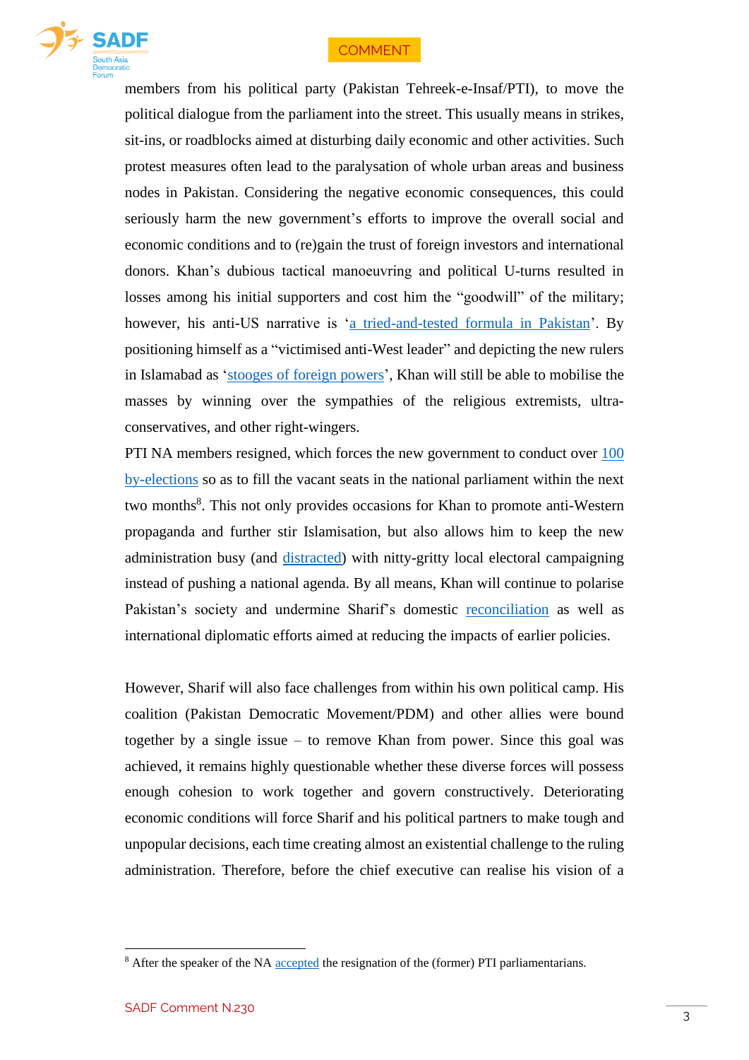members from his political party (Pakistan Tehreek-e-Insaf/PTI), to move the political dialogue from the parliament into the street. This usually means in strikes, sit-ins, or roadblocks aimed at disturbing daily economic and other activities. Such protest measures often lead to the paralysation of whole urban areas and business nodes in Pakistan. Considering the negative economic consequences, this could seriously harm the new government's efforts to improve the overall social and economic conditions and to (re)gain the trust of foreign investors and international donors. Khan's dubious tactical manoeuvring and political U-turns resulted in losses among his initial supporters and cost him the "goodwill" of the military; however, his anti-US narrative is 'a tried-and-tested formula in Pakistan'. By positioning himself as a "victimised anti-West leader" and depicting the new rulers in Islamabad as 'stooges of foreign powers', Khan will still be able to mobilise the masses by winning over the sympathies of the religious extremists, ultra-conservatives, and other right-wingers.

PTI NA members resigned, which forces the new government to conduct over 100 by-elections so as to fill the vacant seats in the national parliament within the next two months[8]. This not only provides occasions for Khan to promote anti-Western propaganda and further stir Islamisation, but also allows him to keep the new administration busy (and distracted) with nitty-gritty local electoral campaigning instead of pushing a national agenda. By all means, Khan will continue to polarise Pakistan's society and undermine Sharif's domestic reconciliation as well as international diplomatic efforts aimed at reducing the impacts of earlier policies.

However, Sharif will also face challenges from within his own political camp. His coalition (Pakistan Democratic Movement/PDM) and other allies were bound together by a single issue – to remove Khan from power. Since this goal was achieved, it remains highly questionable whether these diverse forces will possess enough cohesion to work together and govern constructively. Deteriorating economic conditions will force Sharif and his political partners to make tough and unpopular decisions, each time creating almost an existential challenge to the ruling administration. Therefore, before the chief executive can realise his vision of a

[8] After the speaker of the NA accepted the resignation of the (former) PTI parliamentarians.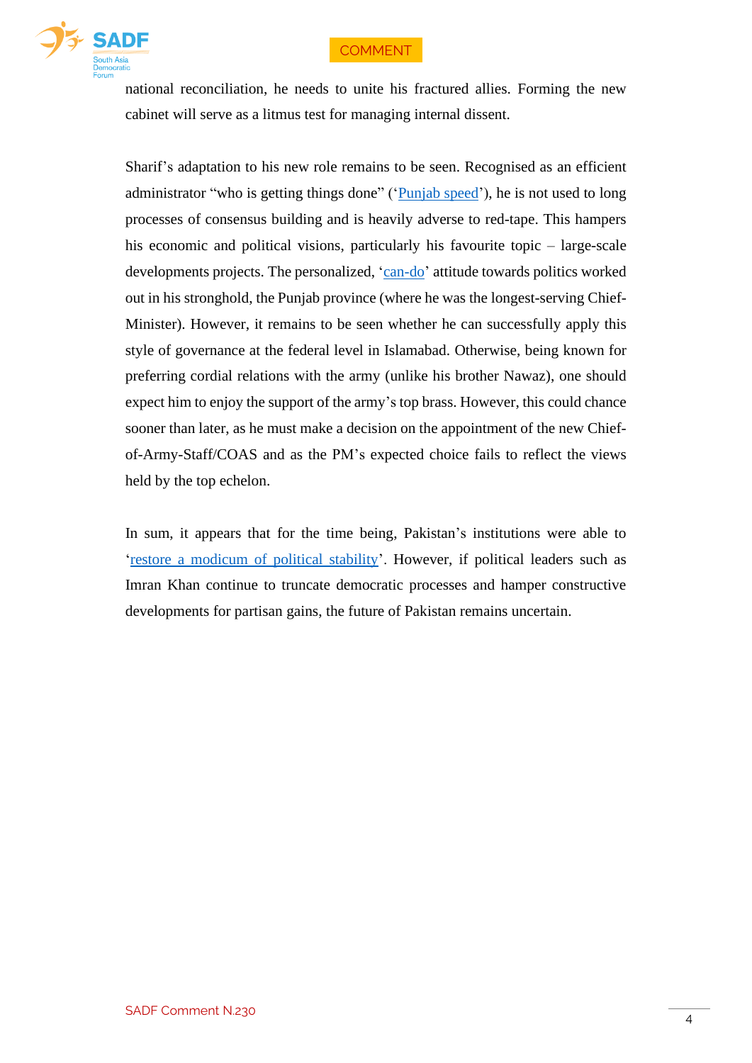national reconciliation, he needs to unite his fractured allies. Forming the new cabinet will serve as a litmus test for managing internal dissent.

Sharif's adaptation to his new role remains to be seen. Recognised as an efficient administrator "who is getting things done" ('Punjab speed'), he is not used to long processes of consensus building and is heavily adverse to red-tape. This hampers his economic and political visions, particularly his favourite topic – large-scale developments projects. The personalized, 'can-do' attitude towards politics worked out in his stronghold, the Punjab province (where he was the longest-serving Chief-Minister). However, it remains to be seen whether he can successfully apply this style of governance at the federal level in Islamabad. Otherwise, being known for preferring cordial relations with the army (unlike his brother Nawaz), one should expect him to enjoy the support of the army's top brass. However, this could chance sooner than later, as he must make a decision on the appointment of the new Chief-of-Army-Staff/COAS and as the PM's expected choice fails to reflect the views held by the top echelon.

In sum, it appears that for the time being, Pakistan's institutions were able to 'restore a modicum of political stability'. However, if political leaders such as Imran Khan continue to truncate democratic processes and hamper constructive developments for partisan gains, the future of Pakistan remains uncertain.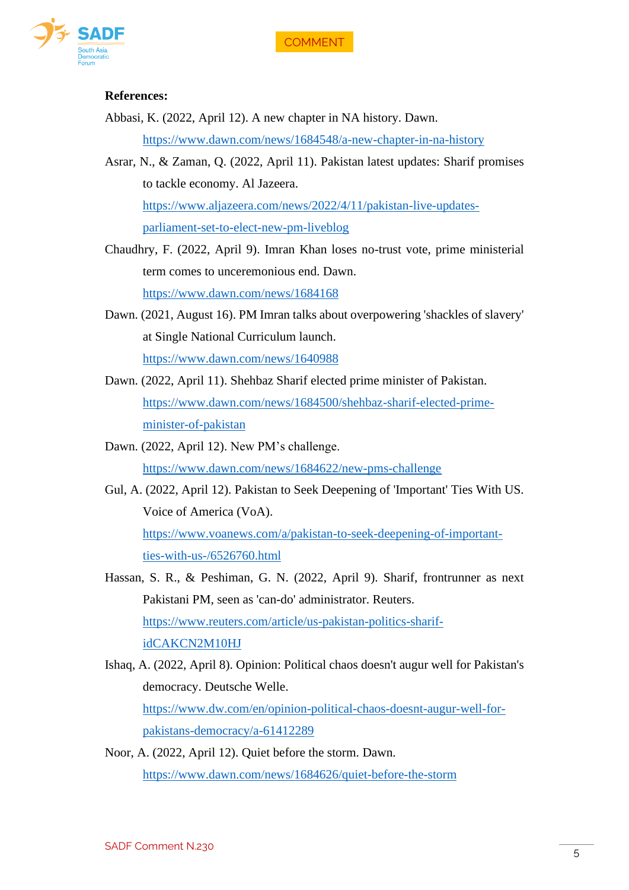**References:**

Abbasi, K. (2022, April 12). A new chapter in NA history. Dawn. https://www.dawn.com/news/1684548/a-new-chapter-in-na-history

Asrar, N., & Zaman, Q. (2022, April 11). Pakistan latest updates: Sharif promises to tackle economy. Al Jazeera. https://www.aljazeera.com/news/2022/4/11/pakistan-live-updates-parliament-set-to-elect-new-pm-liveblog

Chaudhry, F. (2022, April 9). Imran Khan loses no-trust vote, prime ministerial term comes to unceremonious end. Dawn. https://www.dawn.com/news/1684168

Dawn. (2021, August 16). PM Imran talks about overpowering 'shackles of slavery' at Single National Curriculum launch. https://www.dawn.com/news/1640988

Dawn. (2022, April 11). Shehbaz Sharif elected prime minister of Pakistan. https://www.dawn.com/news/1684500/shehbaz-sharif-elected-prime-minister-of-pakistan

Dawn. (2022, April 12). New PM's challenge. https://www.dawn.com/news/1684622/new-pms-challenge

Gul, A. (2022, April 12). Pakistan to Seek Deepening of 'Important' Ties With US. Voice of America (VoA). https://www.voanews.com/a/pakistan-to-seek-deepening-of-important-ties-with-us-/6526760.html

Hassan, S. R., & Peshiman, G. N. (2022, April 9). Sharif, frontrunner as next Pakistani PM, seen as 'can-do' administrator. Reuters. https://www.reuters.com/article/us-pakistan-politics-sharif-idCAKCN2M10HJ

Ishaq, A. (2022, April 8). Opinion: Political chaos doesn't augur well for Pakistan's democracy. Deutsche Welle. https://www.dw.com/en/opinion-political-chaos-doesnt-augur-well-for-pakistans-democracy/a-61412289

Noor, A. (2022, April 12). Quiet before the storm. Dawn. https://www.dawn.com/news/1684626/quiet-before-the-storm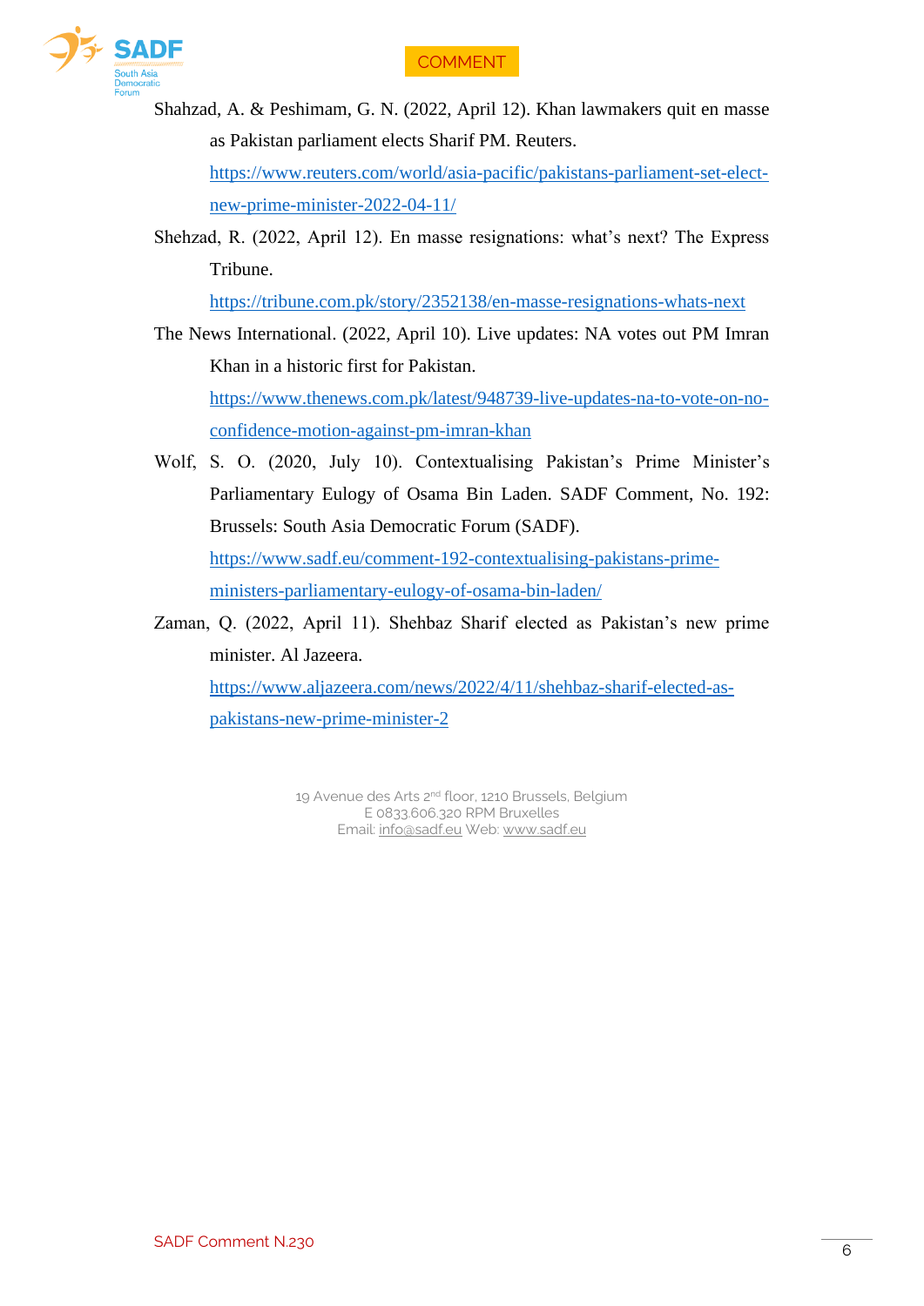Shahzad, A. & Peshimam, G. N. (2022, April 12). Khan lawmakers quit en masse as Pakistan parliament elects Sharif PM. Reuters. https://www.reuters.com/world/asia-pacific/pakistans-parliament-set-elect-new-prime-minister-2022-04-11/

Shehzad, R. (2022, April 12). En masse resignations: what's next? The Express Tribune. https://tribune.com.pk/story/2352138/en-masse-resignations-whats-next

The News International. (2022, April 10). Live updates: NA votes out PM Imran Khan in a historic first for Pakistan. https://www.thenews.com.pk/latest/948739-live-updates-na-to-vote-on-no-confidence-motion-against-pm-imran-khan

Wolf, S. O. (2020, July 10). Contextualising Pakistan's Prime Minister's Parliamentary Eulogy of Osama Bin Laden. SADF Comment, No. 192: Brussels: South Asia Democratic Forum (SADF). https://www.sadf.eu/comment-192-contextualising-pakistans-prime-ministers-parliamentary-eulogy-of-osama-bin-laden/

Zaman, Q. (2022, April 11). Shehbaz Sharif elected as Pakistan's new prime minister. Al Jazeera. https://www.aljazeera.com/news/2022/4/11/shehbaz-sharif-elected-as-pakistans-new-prime-minister-2